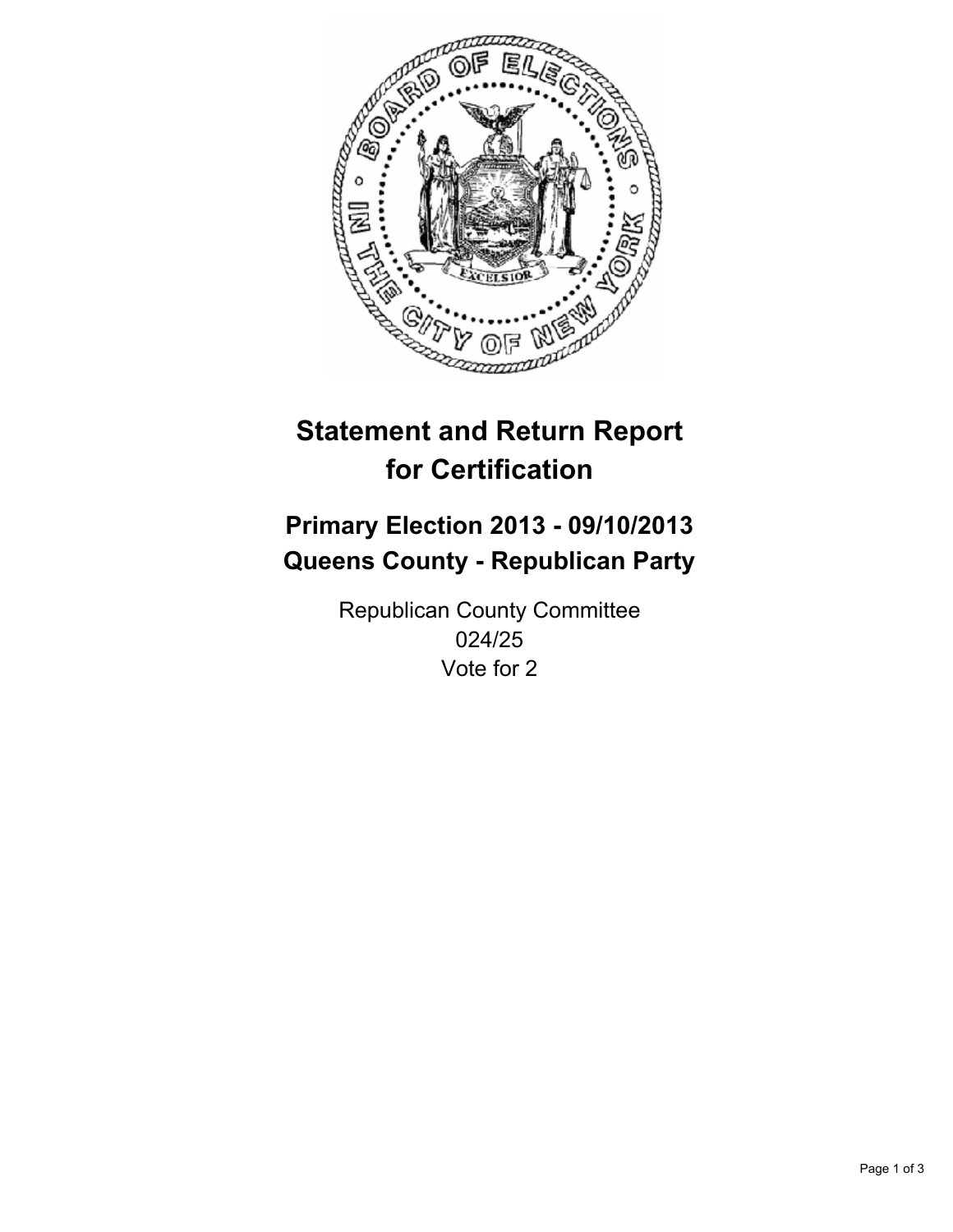# Statement and Return Report for Certification

## Primary Election 2013 - 09/10/2013
## Queens County - Republican Party

Republican County Committee
024/25
Vote for 2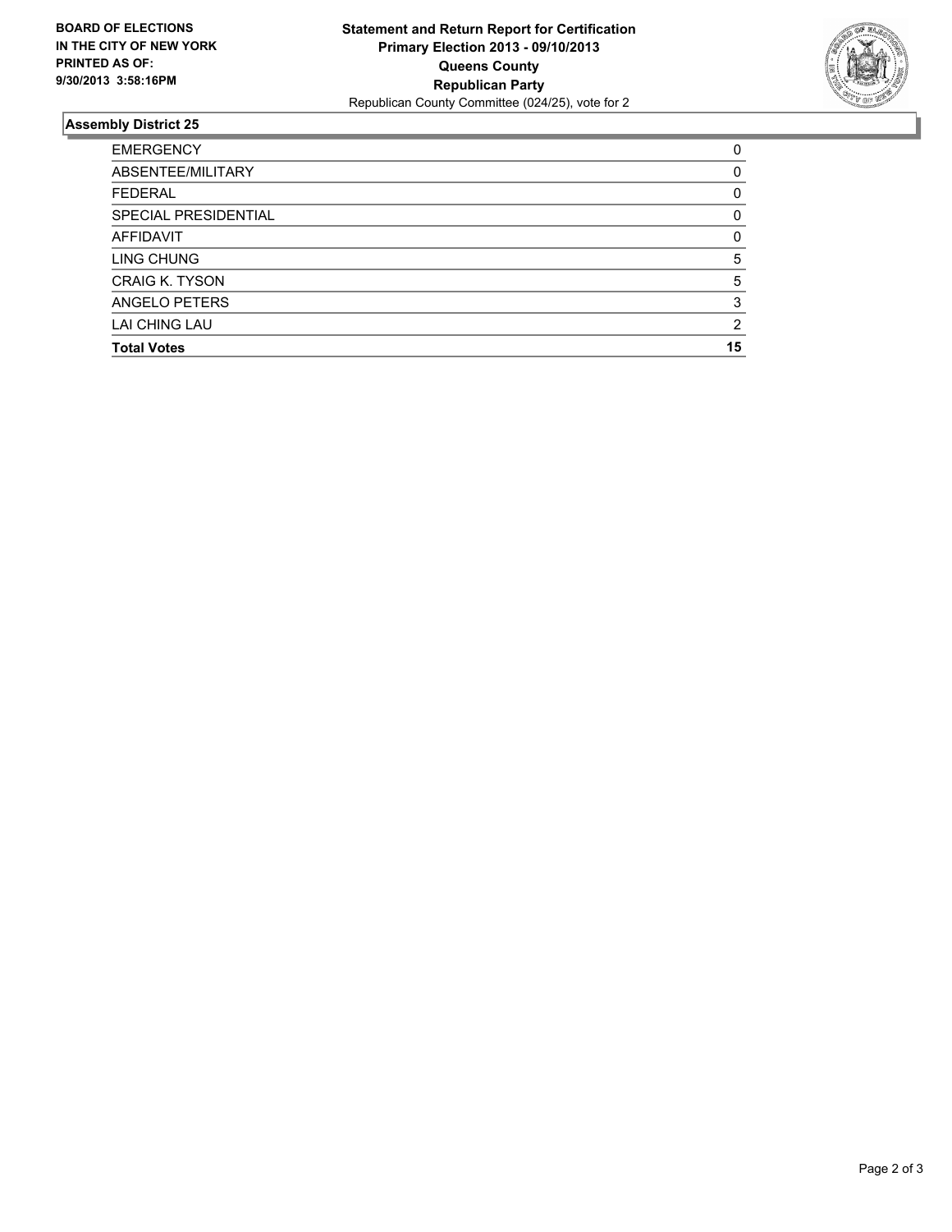**BOARD OF ELECTIONS IN THE CITY OF NEW YORK PRINTED AS OF: 9/30/2013 3:58:16PM**

**Statement and Return Report for Certification**
**Primary Election 2013 - 09/10/2013**
**Queens County**
**Republican Party**
Republican County Committee (024/25), vote for 2

## Assembly District 25

| | |
|---|---|
| EMERGENCY | 0 |
| ABSENTEE/MILITARY | 0 |
| FEDERAL | 0 |
| SPECIAL PRESIDENTIAL | 0 |
| AFFIDAVIT | 0 |
| LING CHUNG | 5 |
| CRAIG K. TYSON | 5 |
| ANGELO PETERS | 3 |
| LAI CHING LAU | 2 |
| **Total Votes** | **15** |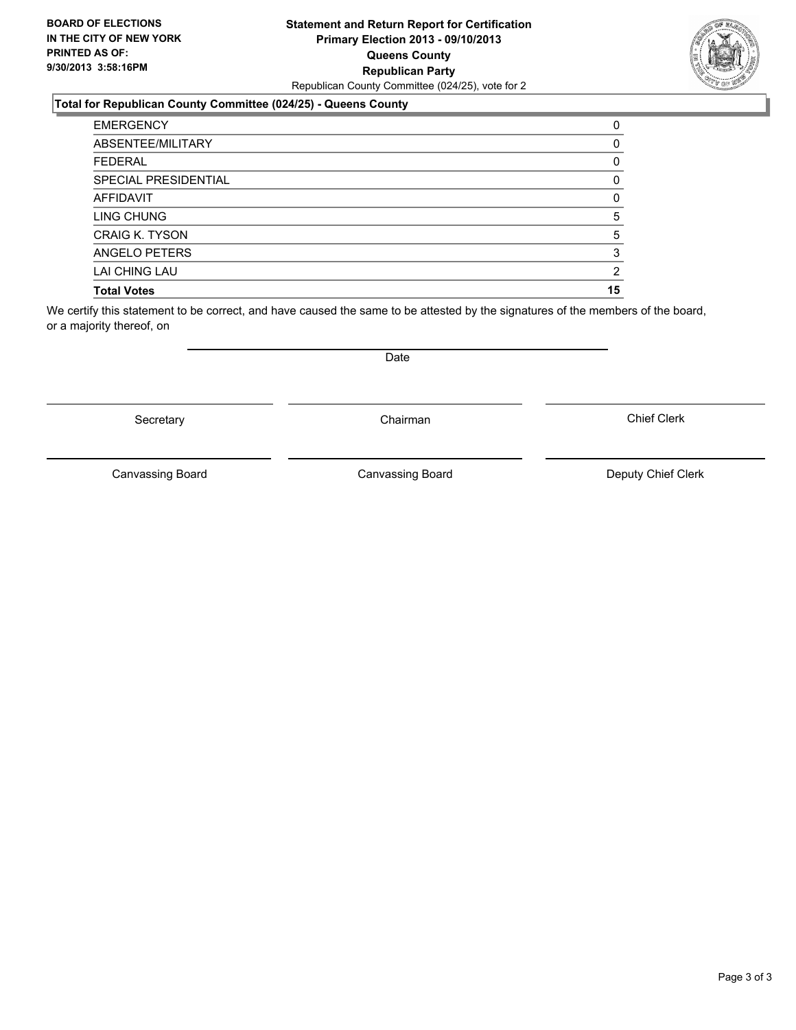**BOARD OF ELECTIONS IN THE CITY OF NEW YORK PRINTED AS OF: 9/30/2013 3:58:16PM**

**Statement and Return Report for Certification**
**Primary Election 2013 - 09/10/2013**
**Queens County**
**Republican Party**
Republican County Committee (024/25), vote for 2

**Total for Republican County Committee (024/25) - Queens County**

| | |
|---|---|
| EMERGENCY | 0 |
| ABSENTEE/MILITARY | 0 |
| FEDERAL | 0 |
| SPECIAL PRESIDENTIAL | 0 |
| AFFIDAVIT | 0 |
| LING CHUNG | 5 |
| CRAIG K. TYSON | 5 |
| ANGELO PETERS | 3 |
| LAI CHING LAU | 2 |
| **Total Votes** | **15** |

We certify this statement to be correct, and have caused the same to be attested by the signatures of the members of the board, or a majority thereof, on

Date

Secretary

Chairman

Chief Clerk

Canvassing Board

Canvassing Board

Deputy Chief Clerk